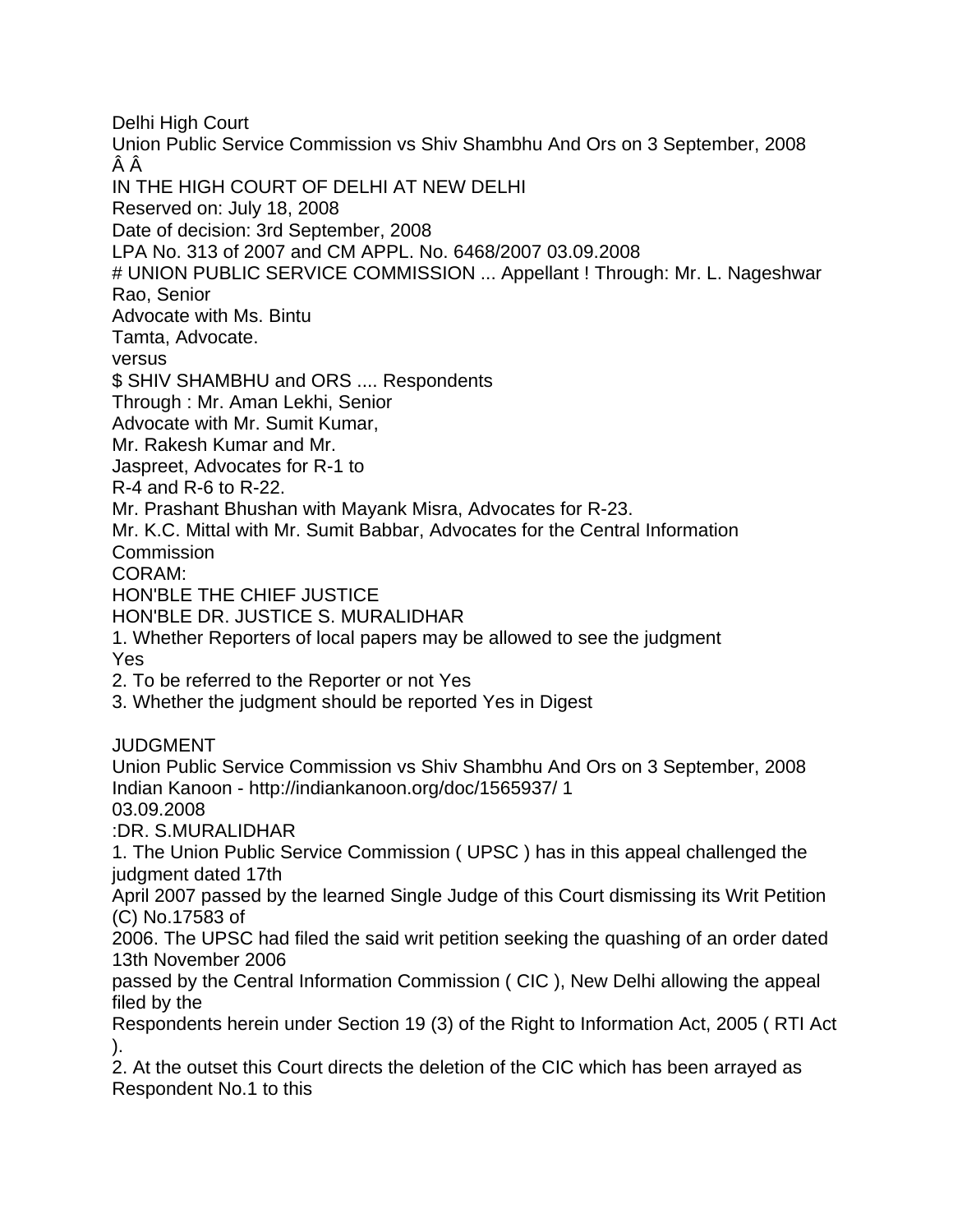Delhi High Court

Union Public Service Commission vs Shiv Shambhu And Ors on 3 September, 2008

Â Â

IN THE HIGH COURT OF DELHI AT NEW DELHI

Reserved on: July 18, 2008

Date of decision: 3rd September, 2008

LPA No. 313 of 2007 and CM APPL. No. 6468/2007 03.09.2008

# UNION PUBLIC SERVICE COMMISSION ... Appellant ! Through: Mr. L. Nageshwar Rao, Senior
Advocate with Ms. Bintu
Tamta, Advocate.

versus

$ SHIV SHAMBHU and ORS .... Respondents
Through : Mr. Aman Lekhi, Senior
Advocate with Mr. Sumit Kumar,
Mr. Rakesh Kumar and Mr.
Jaspreet, Advocates for R-1 to
R-4 and R-6 to R-22.
Mr. Prashant Bhushan with Mayank Misra, Advocates for R-23.
Mr. K.C. Mittal with Mr. Sumit Babbar, Advocates for the Central Information Commission

CORAM:

HON'BLE THE CHIEF JUSTICE

HON'BLE DR. JUSTICE S. MURALIDHAR

1. Whether Reporters of local papers may be allowed to see the judgment
Yes
2. To be referred to the Reporter or not Yes
3. Whether the judgment should be reported Yes in Digest

JUDGMENT

03.09.2008

:DR. S.MURALIDHAR

1. The Union Public Service Commission ( UPSC ) has in this appeal challenged the judgment dated 17th April 2007 passed by the learned Single Judge of this Court dismissing its Writ Petition (C) No.17583 of 2006. The UPSC had filed the said writ petition seeking the quashing of an order dated 13th November 2006 passed by the Central Information Commission ( CIC ), New Delhi allowing the appeal filed by the Respondents herein under Section 19 (3) of the Right to Information Act, 2005 ( RTI Act ).

2. At the outset this Court directs the deletion of the CIC which has been arrayed as Respondent No.1 to this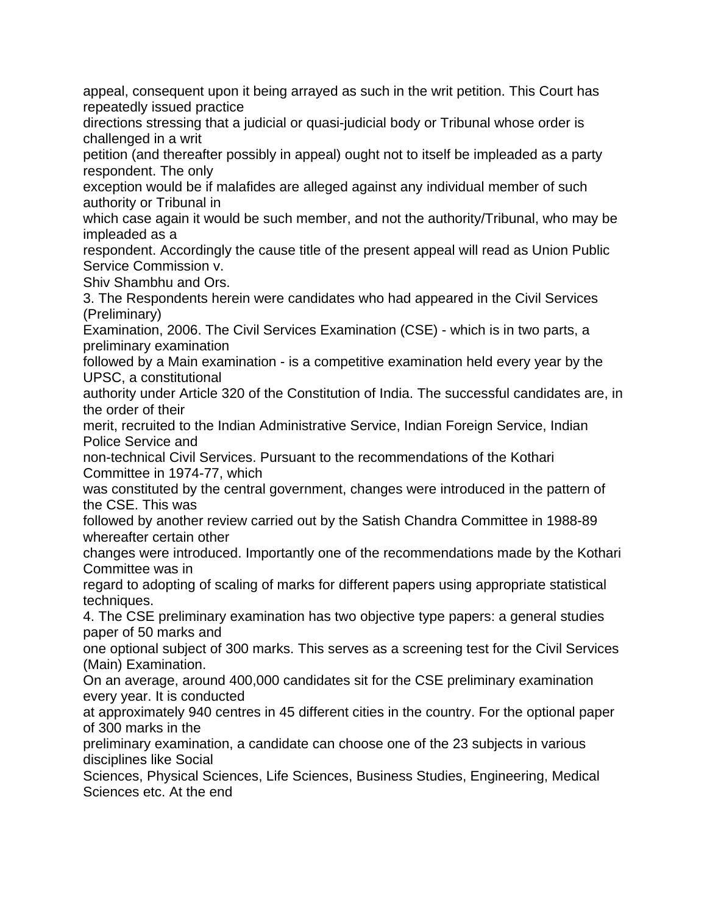appeal, consequent upon it being arrayed as such in the writ petition. This Court has repeatedly issued practice directions stressing that a judicial or quasi-judicial body or Tribunal whose order is challenged in a writ petition (and thereafter possibly in appeal) ought not to itself be impleaded as a party respondent. The only exception would be if malafides are alleged against any individual member of such authority or Tribunal in which case again it would be such member, and not the authority/Tribunal, who may be impleaded as a respondent. Accordingly the cause title of the present appeal will read as Union Public Service Commission v. Shiv Shambhu and Ors.

3. The Respondents herein were candidates who had appeared in the Civil Services (Preliminary) Examination, 2006. The Civil Services Examination (CSE) - which is in two parts, a preliminary examination followed by a Main examination - is a competitive examination held every year by the UPSC, a constitutional authority under Article 320 of the Constitution of India. The successful candidates are, in the order of their merit, recruited to the Indian Administrative Service, Indian Foreign Service, Indian Police Service and non-technical Civil Services. Pursuant to the recommendations of the Kothari Committee in 1974-77, which was constituted by the central government, changes were introduced in the pattern of the CSE. This was followed by another review carried out by the Satish Chandra Committee in 1988-89 whereafter certain other changes were introduced. Importantly one of the recommendations made by the Kothari Committee was in regard to adopting of scaling of marks for different papers using appropriate statistical techniques.

4. The CSE preliminary examination has two objective type papers: a general studies paper of 50 marks and one optional subject of 300 marks. This serves as a screening test for the Civil Services (Main) Examination. On an average, around 400,000 candidates sit for the CSE preliminary examination every year. It is conducted at approximately 940 centres in 45 different cities in the country. For the optional paper of 300 marks in the preliminary examination, a candidate can choose one of the 23 subjects in various disciplines like Social Sciences, Physical Sciences, Life Sciences, Business Studies, Engineering, Medical Sciences etc. At the end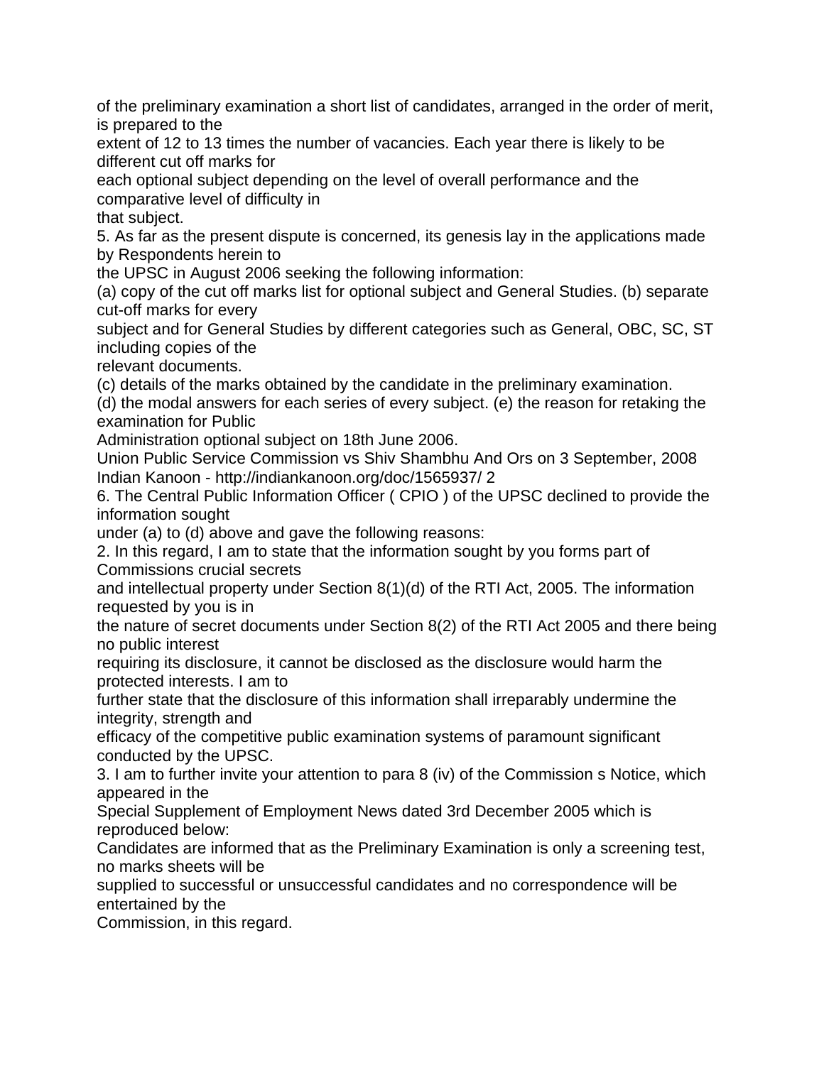of the preliminary examination a short list of candidates, arranged in the order of merit, is prepared to the extent of 12 to 13 times the number of vacancies. Each year there is likely to be different cut off marks for each optional subject depending on the level of overall performance and the comparative level of difficulty in that subject.

5. As far as the present dispute is concerned, its genesis lay in the applications made by Respondents herein to the UPSC in August 2006 seeking the following information:

(a) copy of the cut off marks list for optional subject and General Studies. (b) separate cut-off marks for every subject and for General Studies by different categories such as General, OBC, SC, ST including copies of the relevant documents.

(c) details of the marks obtained by the candidate in the preliminary examination.

(d) the modal answers for each series of every subject. (e) the reason for retaking the examination for Public Administration optional subject on 18th June 2006.

6. The Central Public Information Officer ( CPIO ) of the UPSC declined to provide the information sought under (a) to (d) above and gave the following reasons:

2. In this regard, I am to state that the information sought by you forms part of Commissions crucial secrets and intellectual property under Section 8(1)(d) of the RTI Act, 2005. The information requested by you is in the nature of secret documents under Section 8(2) of the RTI Act 2005 and there being no public interest requiring its disclosure, it cannot be disclosed as the disclosure would harm the protected interests. I am to further state that the disclosure of this information shall irreparably undermine the integrity, strength and efficacy of the competitive public examination systems of paramount significant conducted by the UPSC.

3. I am to further invite your attention to para 8 (iv) of the Commission s Notice, which appeared in the Special Supplement of Employment News dated 3rd December 2005 which is reproduced below:

Candidates are informed that as the Preliminary Examination is only a screening test, no marks sheets will be supplied to successful or unsuccessful candidates and no correspondence will be entertained by the Commission, in this regard.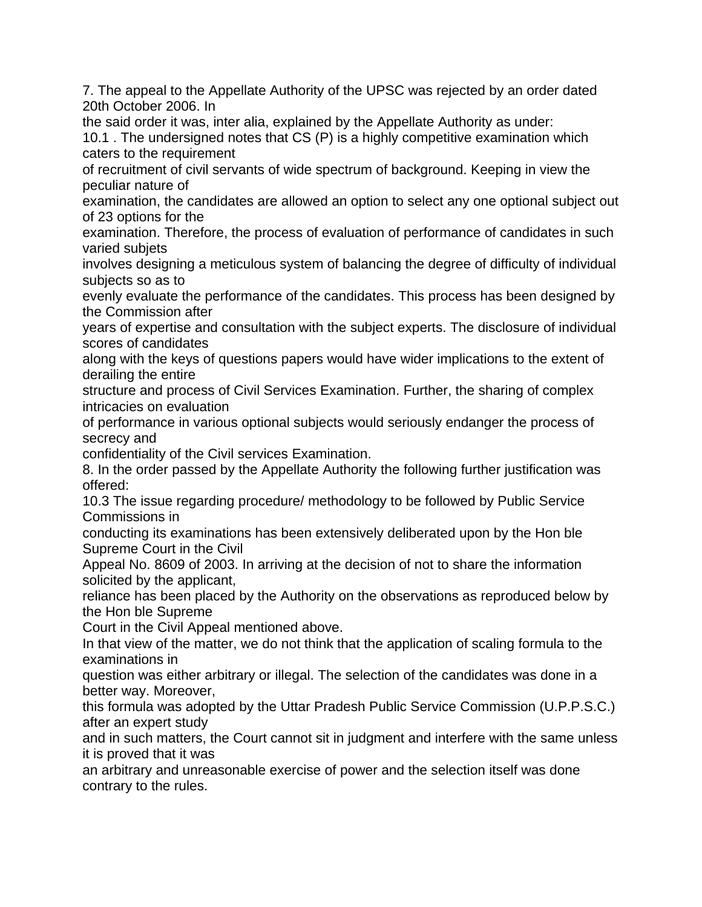7. The appeal to the Appellate Authority of the UPSC was rejected by an order dated 20th October 2006. In the said order it was, inter alia, explained by the Appellate Authority as under:

10.1 . The undersigned notes that CS (P) is a highly competitive examination which caters to the requirement of recruitment of civil servants of wide spectrum of background. Keeping in view the peculiar nature of examination, the candidates are allowed an option to select any one optional subject out of 23 options for the examination. Therefore, the process of evaluation of performance of candidates in such varied subjets involves designing a meticulous system of balancing the degree of difficulty of individual subjects so as to evenly evaluate the performance of the candidates. This process has been designed by the Commission after years of expertise and consultation with the subject experts. The disclosure of individual scores of candidates along with the keys of questions papers would have wider implications to the extent of derailing the entire structure and process of Civil Services Examination. Further, the sharing of complex intricacies on evaluation of performance in various optional subjects would seriously endanger the process of secrecy and confidentiality of the Civil services Examination.

8. In the order passed by the Appellate Authority the following further justification was offered:

10.3 The issue regarding procedure/ methodology to be followed by Public Service Commissions in conducting its examinations has been extensively deliberated upon by the Hon ble Supreme Court in the Civil Appeal No. 8609 of 2003. In arriving at the decision of not to share the information solicited by the applicant, reliance has been placed by the Authority on the observations as reproduced below by the Hon ble Supreme Court in the Civil Appeal mentioned above.

In that view of the matter, we do not think that the application of scaling formula to the examinations in question was either arbitrary or illegal. The selection of the candidates was done in a better way. Moreover, this formula was adopted by the Uttar Pradesh Public Service Commission (U.P.P.S.C.) after an expert study and in such matters, the Court cannot sit in judgment and interfere with the same unless it is proved that it was an arbitrary and unreasonable exercise of power and the selection itself was done contrary to the rules.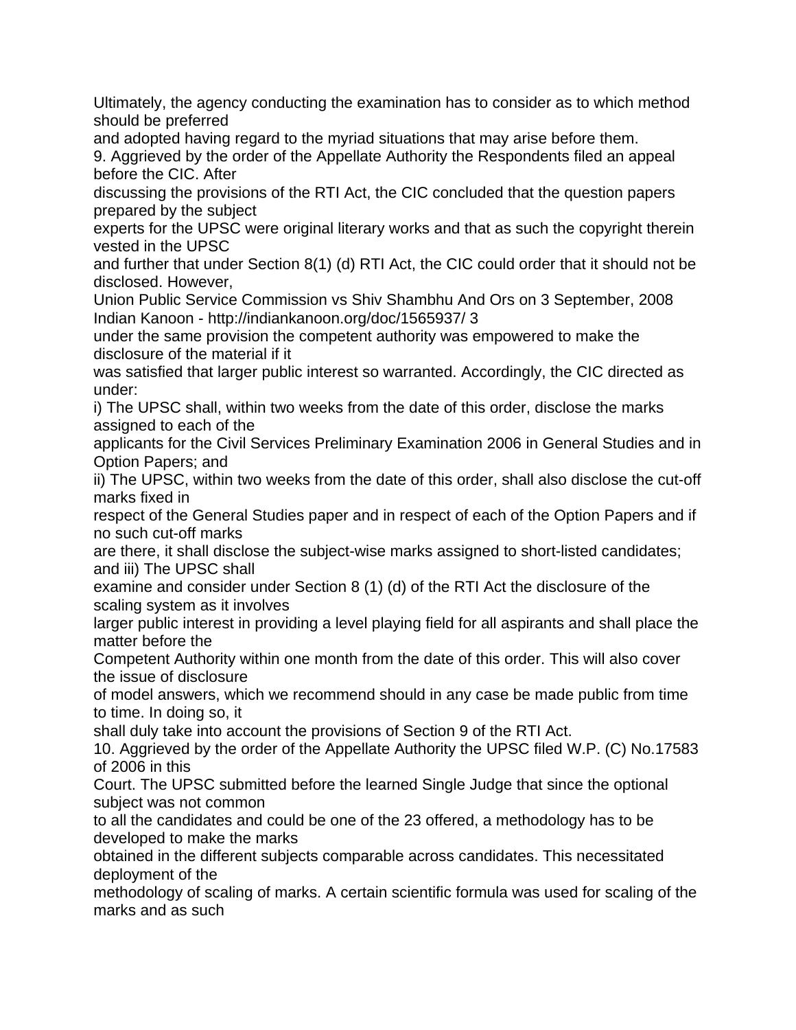Ultimately, the agency conducting the examination has to consider as to which method should be preferred and adopted having regard to the myriad situations that may arise before them.

9. Aggrieved by the order of the Appellate Authority the Respondents filed an appeal before the CIC. After discussing the provisions of the RTI Act, the CIC concluded that the question papers prepared by the subject experts for the UPSC were original literary works and that as such the copyright therein vested in the UPSC and further that under Section 8(1) (d) RTI Act, the CIC could order that it should not be disclosed. However, under the same provision the competent authority was empowered to make the disclosure of the material if it was satisfied that larger public interest so warranted. Accordingly, the CIC directed as under:

i) The UPSC shall, within two weeks from the date of this order, disclose the marks assigned to each of the applicants for the Civil Services Preliminary Examination 2006 in General Studies and in Option Papers; and

ii) The UPSC, within two weeks from the date of this order, shall also disclose the cut-off marks fixed in respect of the General Studies paper and in respect of each of the Option Papers and if no such cut-off marks are there, it shall disclose the subject-wise marks assigned to short-listed candidates; and iii) The UPSC shall examine and consider under Section 8 (1) (d) of the RTI Act the disclosure of the scaling system as it involves larger public interest in providing a level playing field for all aspirants and shall place the matter before the Competent Authority within one month from the date of this order. This will also cover the issue of disclosure of model answers, which we recommend should in any case be made public from time to time. In doing so, it shall duly take into account the provisions of Section 9 of the RTI Act.

10. Aggrieved by the order of the Appellate Authority the UPSC filed W.P. (C) No.17583 of 2006 in this Court. The UPSC submitted before the learned Single Judge that since the optional subject was not common to all the candidates and could be one of the 23 offered, a methodology has to be developed to make the marks obtained in the different subjects comparable across candidates. This necessitated deployment of the methodology of scaling of marks. A certain scientific formula was used for scaling of the marks and as such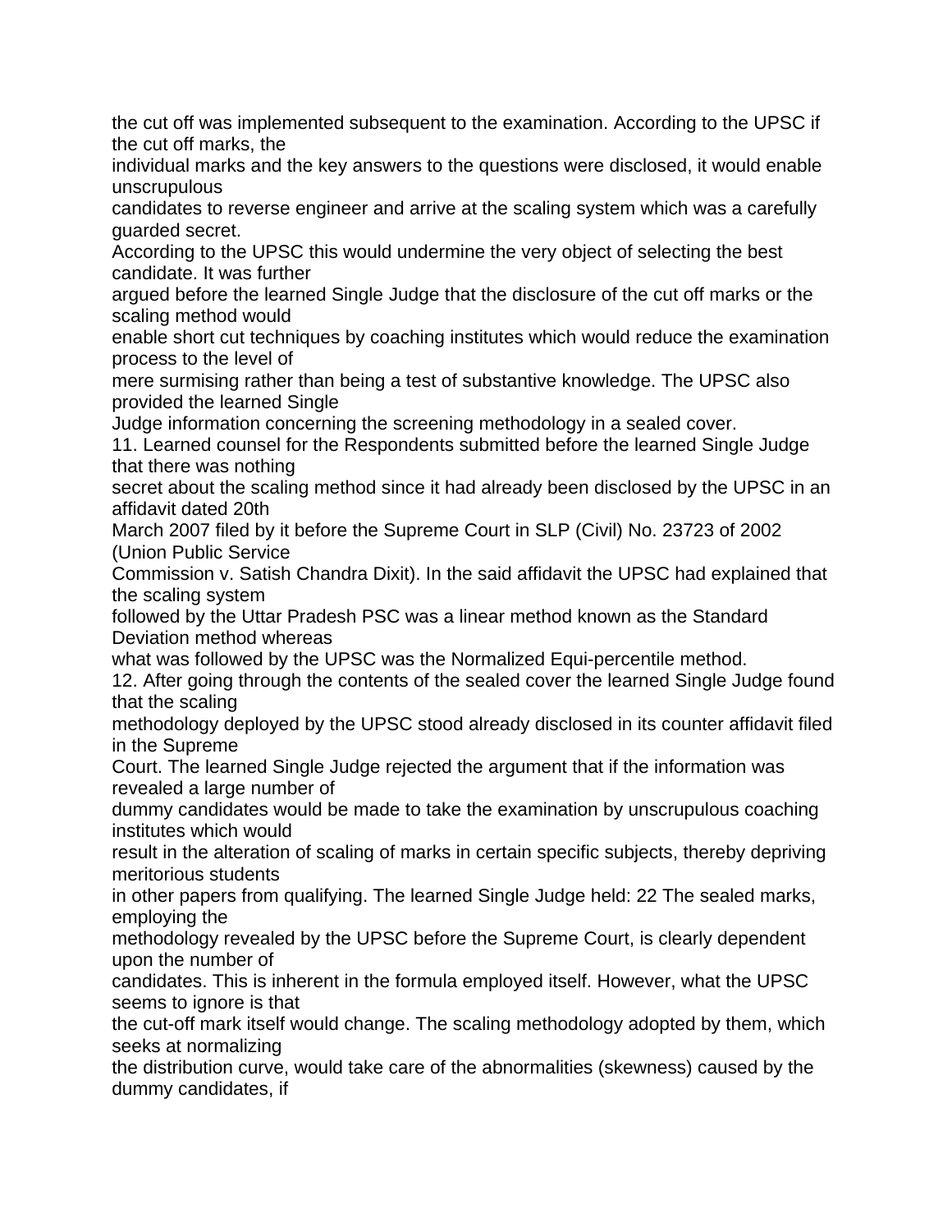the cut off was implemented subsequent to the examination. According to the UPSC if the cut off marks, the individual marks and the key answers to the questions were disclosed, it would enable unscrupulous candidates to reverse engineer and arrive at the scaling system which was a carefully guarded secret. According to the UPSC this would undermine the very object of selecting the best candidate. It was further argued before the learned Single Judge that the disclosure of the cut off marks or the scaling method would enable short cut techniques by coaching institutes which would reduce the examination process to the level of mere surmising rather than being a test of substantive knowledge. The UPSC also provided the learned Single Judge information concerning the screening methodology in a sealed cover.

11. Learned counsel for the Respondents submitted before the learned Single Judge that there was nothing secret about the scaling method since it had already been disclosed by the UPSC in an affidavit dated 20th March 2007 filed by it before the Supreme Court in SLP (Civil) No. 23723 of 2002 (Union Public Service Commission v. Satish Chandra Dixit). In the said affidavit the UPSC had explained that the scaling system followed by the Uttar Pradesh PSC was a linear method known as the Standard Deviation method whereas what was followed by the UPSC was the Normalized Equi-percentile method.

12. After going through the contents of the sealed cover the learned Single Judge found that the scaling methodology deployed by the UPSC stood already disclosed in its counter affidavit filed in the Supreme Court. The learned Single Judge rejected the argument that if the information was revealed a large number of dummy candidates would be made to take the examination by unscrupulous coaching institutes which would result in the alteration of scaling of marks in certain specific subjects, thereby depriving meritorious students in other papers from qualifying. The learned Single Judge held: 22 The sealed marks, employing the methodology revealed by the UPSC before the Supreme Court, is clearly dependent upon the number of candidates. This is inherent in the formula employed itself. However, what the UPSC seems to ignore is that the cut-off mark itself would change. The scaling methodology adopted by them, which seeks at normalizing the distribution curve, would take care of the abnormalities (skewness) caused by the dummy candidates, if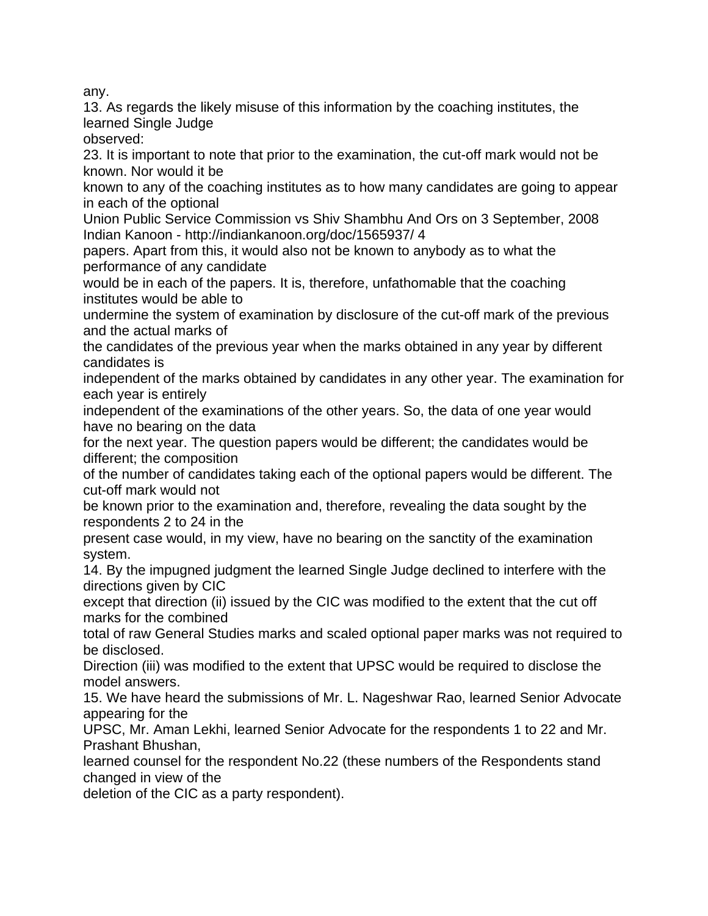any.

13. As regards the likely misuse of this information by the coaching institutes, the learned Single Judge observed:

23. It is important to note that prior to the examination, the cut-off mark would not be known. Nor would it be known to any of the coaching institutes as to how many candidates are going to appear in each of the optional papers. Apart from this, it would also not be known to anybody as to what the performance of any candidate would be in each of the papers. It is, therefore, unfathomable that the coaching institutes would be able to undermine the system of examination by disclosure of the cut-off mark of the previous and the actual marks of the candidates of the previous year when the marks obtained in any year by different candidates is independent of the marks obtained by candidates in any other year. The examination for each year is entirely independent of the examinations of the other years. So, the data of one year would have no bearing on the data for the next year. The question papers would be different; the candidates would be different; the composition of the number of candidates taking each of the optional papers would be different. The cut-off mark would not be known prior to the examination and, therefore, revealing the data sought by the respondents 2 to 24 in the present case would, in my view, have no bearing on the sanctity of the examination system.

14. By the impugned judgment the learned Single Judge declined to interfere with the directions given by CIC except that direction (ii) issued by the CIC was modified to the extent that the cut off marks for the combined total of raw General Studies marks and scaled optional paper marks was not required to be disclosed. Direction (iii) was modified to the extent that UPSC would be required to disclose the model answers.

15. We have heard the submissions of Mr. L. Nageshwar Rao, learned Senior Advocate appearing for the UPSC, Mr. Aman Lekhi, learned Senior Advocate for the respondents 1 to 22 and Mr. Prashant Bhushan, learned counsel for the respondent No.22 (these numbers of the Respondents stand changed in view of the deletion of the CIC as a party respondent).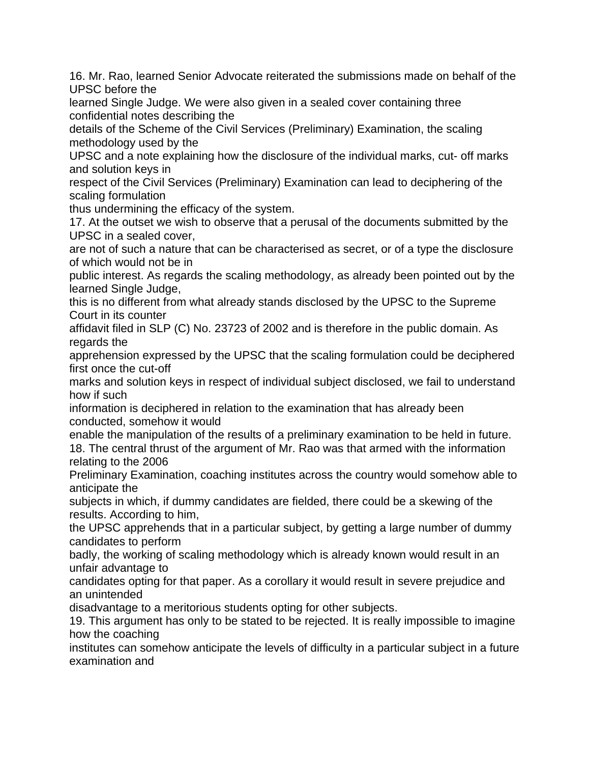16. Mr. Rao, learned Senior Advocate reiterated the submissions made on behalf of the UPSC before the learned Single Judge. We were also given in a sealed cover containing three confidential notes describing the details of the Scheme of the Civil Services (Preliminary) Examination, the scaling methodology used by the UPSC and a note explaining how the disclosure of the individual marks, cut- off marks and solution keys in respect of the Civil Services (Preliminary) Examination can lead to deciphering of the scaling formulation thus undermining the efficacy of the system.

17. At the outset we wish to observe that a perusal of the documents submitted by the UPSC in a sealed cover, are not of such a nature that can be characterised as secret, or of a type the disclosure of which would not be in public interest. As regards the scaling methodology, as already been pointed out by the learned Single Judge, this is no different from what already stands disclosed by the UPSC to the Supreme Court in its counter affidavit filed in SLP (C) No. 23723 of 2002 and is therefore in the public domain. As regards the apprehension expressed by the UPSC that the scaling formulation could be deciphered first once the cut-off marks and solution keys in respect of individual subject disclosed, we fail to understand how if such information is deciphered in relation to the examination that has already been conducted, somehow it would enable the manipulation of the results of a preliminary examination to be held in future.

18. The central thrust of the argument of Mr. Rao was that armed with the information relating to the 2006 Preliminary Examination, coaching institutes across the country would somehow able to anticipate the subjects in which, if dummy candidates are fielded, there could be a skewing of the results. According to him, the UPSC apprehends that in a particular subject, by getting a large number of dummy candidates to perform badly, the working of scaling methodology which is already known would result in an unfair advantage to candidates opting for that paper. As a corollary it would result in severe prejudice and an unintended disadvantage to a meritorious students opting for other subjects.

19. This argument has only to be stated to be rejected. It is really impossible to imagine how the coaching institutes can somehow anticipate the levels of difficulty in a particular subject in a future examination and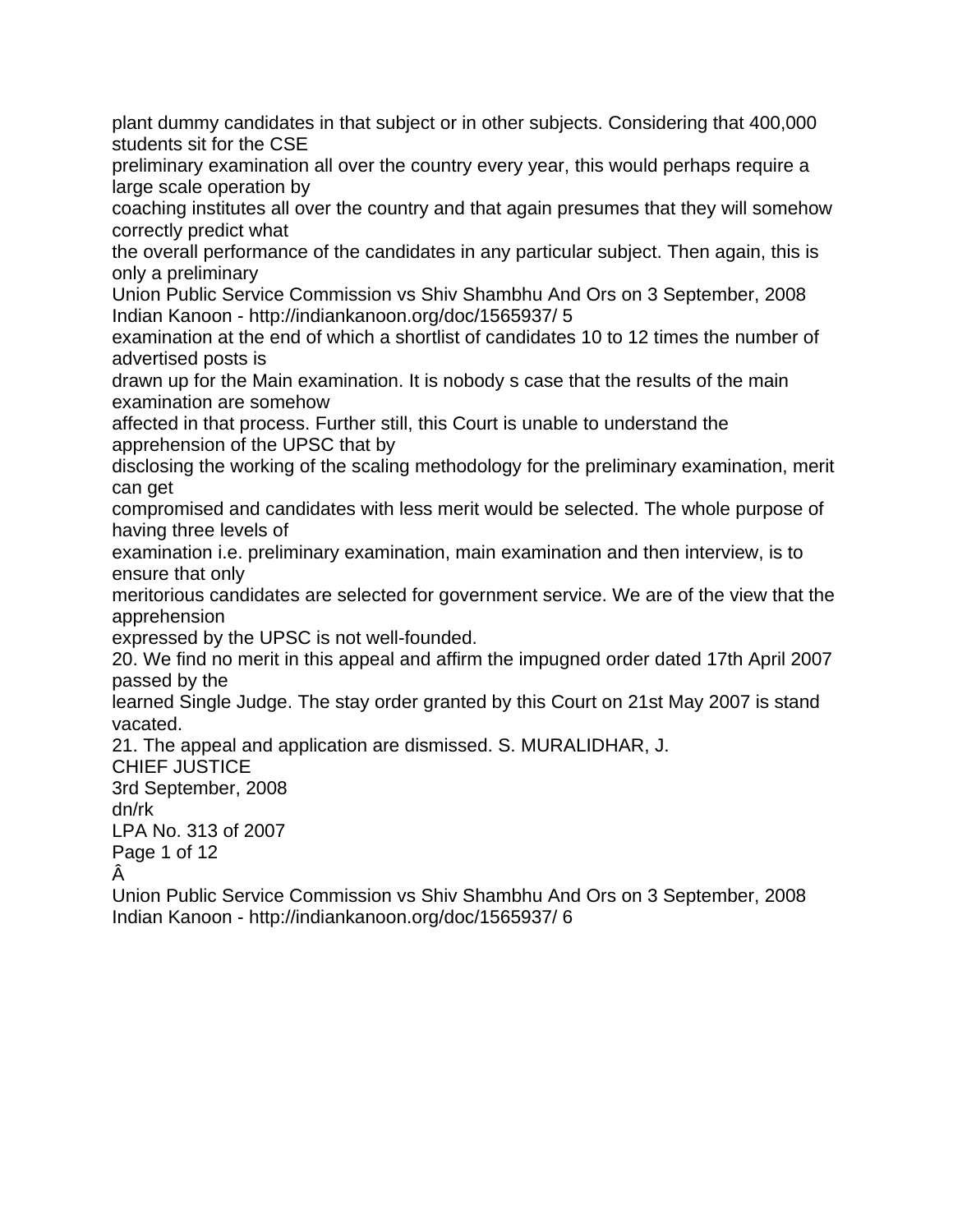plant dummy candidates in that subject or in other subjects. Considering that 400,000 students sit for the CSE preliminary examination all over the country every year, this would perhaps require a large scale operation by coaching institutes all over the country and that again presumes that they will somehow correctly predict what the overall performance of the candidates in any particular subject. Then again, this is only a preliminary examination at the end of which a shortlist of candidates 10 to 12 times the number of advertised posts is drawn up for the Main examination. It is nobody s case that the results of the main examination are somehow affected in that process. Further still, this Court is unable to understand the apprehension of the UPSC that by disclosing the working of the scaling methodology for the preliminary examination, merit can get compromised and candidates with less merit would be selected. The whole purpose of having three levels of examination i.e. preliminary examination, main examination and then interview, is to ensure that only meritorious candidates are selected for government service. We are of the view that the apprehension expressed by the UPSC is not well-founded.

20. We find no merit in this appeal and affirm the impugned order dated 17th April 2007 passed by the learned Single Judge. The stay order granted by this Court on 21st May 2007 is stand vacated.

21. The appeal and application are dismissed. S. MURALIDHAR, J.

CHIEF JUSTICE

3rd September, 2008

dn/rk

LPA No. 313 of 2007

Page 1 of 12

Â